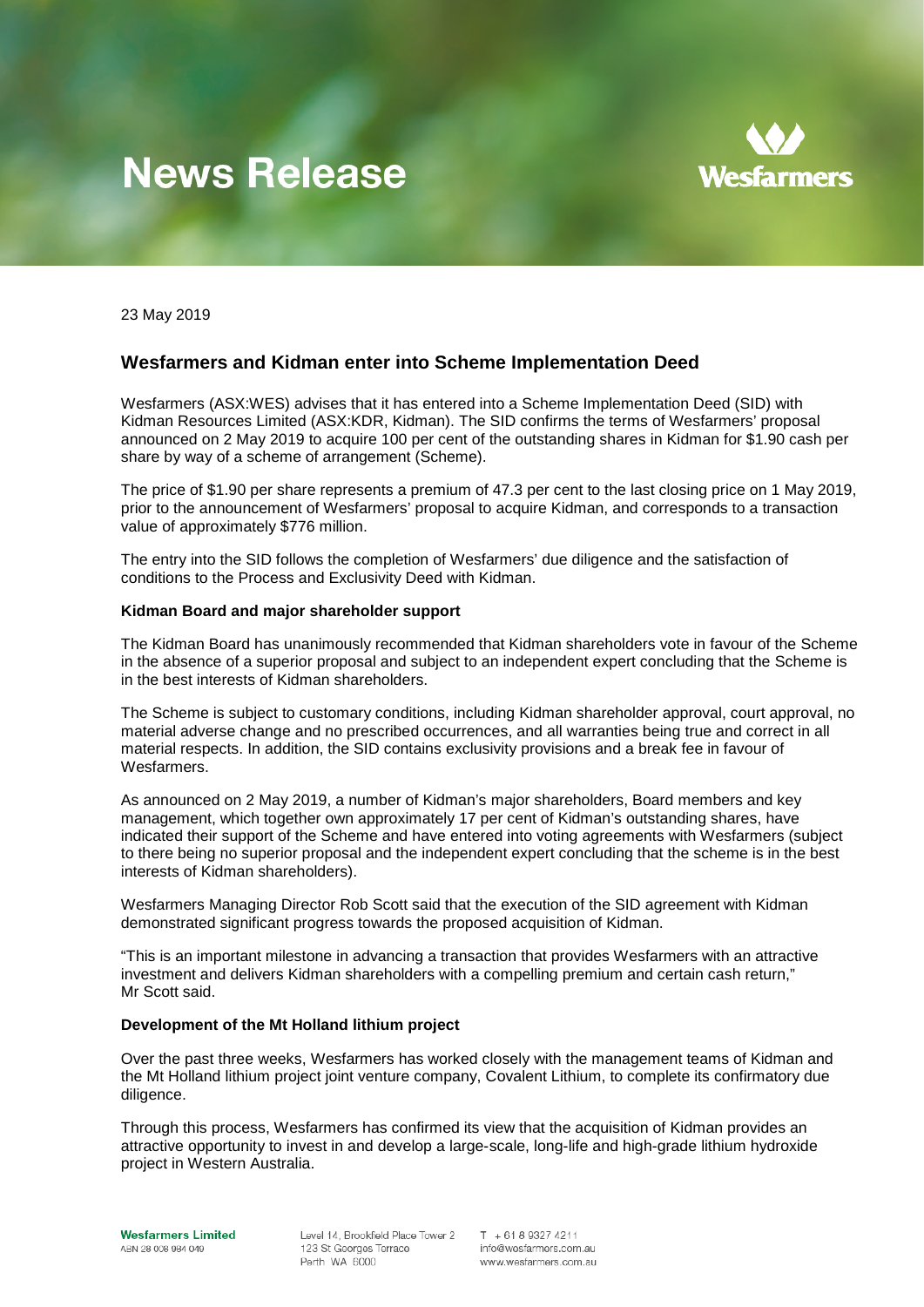# News Release

23 May 2019

## Wesfarmers and Kidman enter into Scheme Implementation Deed

Wesfarmers (ASX:WES) advises that it has entered into a Scheme Implementation Deed (SID) with Kidman Resources Limited (ASX:KDR, Kidman). The SID confirms the terms of Wesfarmers' proposal announced on 2 May 2019 to acquire 100 per cent of the outstanding shares in Kidman for $1.90 cash per share by way of a scheme of arrangement (Scheme).

The price of $1.90 per share represents a premium of 47.3 per cent to the last closing price on 1 May 2019, prior to the announcement of Wesfarmers' proposal to acquire Kidman, and corresponds to a transaction value of approximately $776 million.

The entry into the SID follows the completion of Wesfarmers' due diligence and the satisfaction of conditions to the Process and Exclusivity Deed with Kidman.

### Kidman Board and major shareholder support

The Kidman Board has unanimously recommended that Kidman shareholders vote in favour of the Scheme in the absence of a superior proposal and subject to an independent expert concluding that the Scheme is in the best interests of Kidman shareholders.

The Scheme is subject to customary conditions, including Kidman shareholder approval, court approval, no material adverse change and no prescribed occurrences, and all warranties being true and correct in all material respects. In addition, the SID contains exclusivity provisions and a break fee in favour of Wesfarmers.

As announced on 2 May 2019, a number of Kidman's major shareholders, Board members and key management, which together own approximately 17 per cent of Kidman's outstanding shares, have indicated their support of the Scheme and have entered into voting agreements with Wesfarmers (subject to there being no superior proposal and the independent expert concluding that the scheme is in the best interests of Kidman shareholders).

Wesfarmers Managing Director Rob Scott said that the execution of the SID agreement with Kidman demonstrated significant progress towards the proposed acquisition of Kidman.

"This is an important milestone in advancing a transaction that provides Wesfarmers with an attractive investment and delivers Kidman shareholders with a compelling premium and certain cash return," Mr Scott said.

### Development of the Mt Holland lithium project

Over the past three weeks, Wesfarmers has worked closely with the management teams of Kidman and the Mt Holland lithium project joint venture company, Covalent Lithium, to complete its confirmatory due diligence.

Through this process, Wesfarmers has confirmed its view that the acquisition of Kidman provides an attractive opportunity to invest in and develop a large-scale, long-life and high-grade lithium hydroxide project in Western Australia.

**Wesfarmers Limited**
ABN 28 008 984 049

Level 14, Brookfield Place Tower 2
123 St Georges Terrace
Perth WA 6000

T + 61 8 9327 4211
info@wesfarmers.com.au
www.wesfarmers.com.au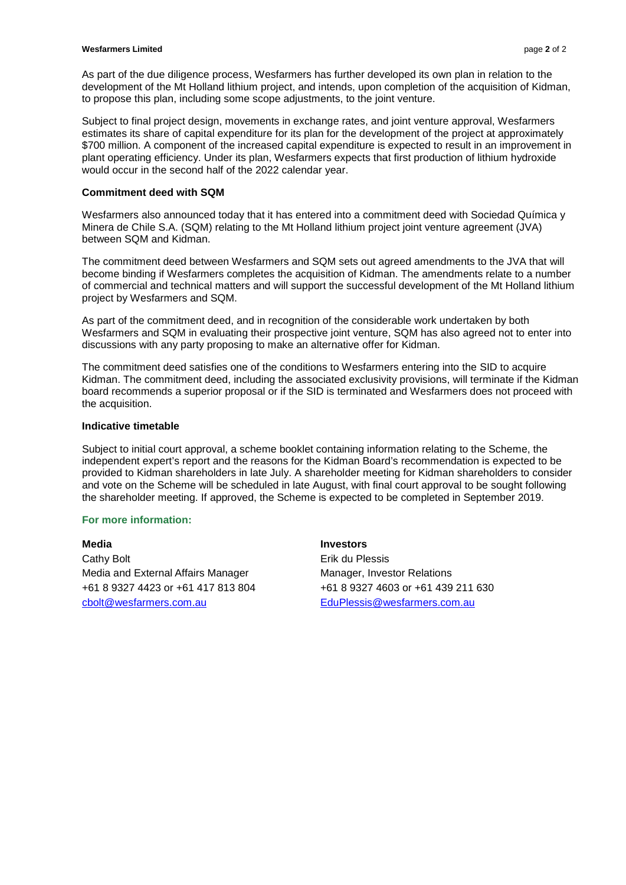As part of the due diligence process, Wesfarmers has further developed its own plan in relation to the development of the Mt Holland lithium project, and intends, upon completion of the acquisition of Kidman, to propose this plan, including some scope adjustments, to the joint venture.

Subject to final project design, movements in exchange rates, and joint venture approval, Wesfarmers estimates its share of capital expenditure for its plan for the development of the project at approximately $700 million. A component of the increased capital expenditure is expected to result in an improvement in plant operating efficiency. Under its plan, Wesfarmers expects that first production of lithium hydroxide would occur in the second half of the 2022 calendar year.

**Commitment deed with SQM**

Wesfarmers also announced today that it has entered into a commitment deed with Sociedad Química y Minera de Chile S.A. (SQM) relating to the Mt Holland lithium project joint venture agreement (JVA) between SQM and Kidman.

The commitment deed between Wesfarmers and SQM sets out agreed amendments to the JVA that will become binding if Wesfarmers completes the acquisition of Kidman. The amendments relate to a number of commercial and technical matters and will support the successful development of the Mt Holland lithium project by Wesfarmers and SQM.

As part of the commitment deed, and in recognition of the considerable work undertaken by both Wesfarmers and SQM in evaluating their prospective joint venture, SQM has also agreed not to enter into discussions with any party proposing to make an alternative offer for Kidman.

The commitment deed satisfies one of the conditions to Wesfarmers entering into the SID to acquire Kidman. The commitment deed, including the associated exclusivity provisions, will terminate if the Kidman board recommends a superior proposal or if the SID is terminated and Wesfarmers does not proceed with the acquisition.

**Indicative timetable**

Subject to initial court approval, a scheme booklet containing information relating to the Scheme, the independent expert's report and the reasons for the Kidman Board's recommendation is expected to be provided to Kidman shareholders in late July. A shareholder meeting for Kidman shareholders to consider and vote on the Scheme will be scheduled in late August, with final court approval to be sought following the shareholder meeting. If approved, the Scheme is expected to be completed in September 2019.

**For more information:**

**Media**
Cathy Bolt
Media and External Affairs Manager
+61 8 9327 4423 or +61 417 813 804
cbolt@wesfarmers.com.au

**Investors**
Erik du Plessis
Manager, Investor Relations
+61 8 9327 4603 or +61 439 211 630
EduPlessis@wesfarmers.com.au